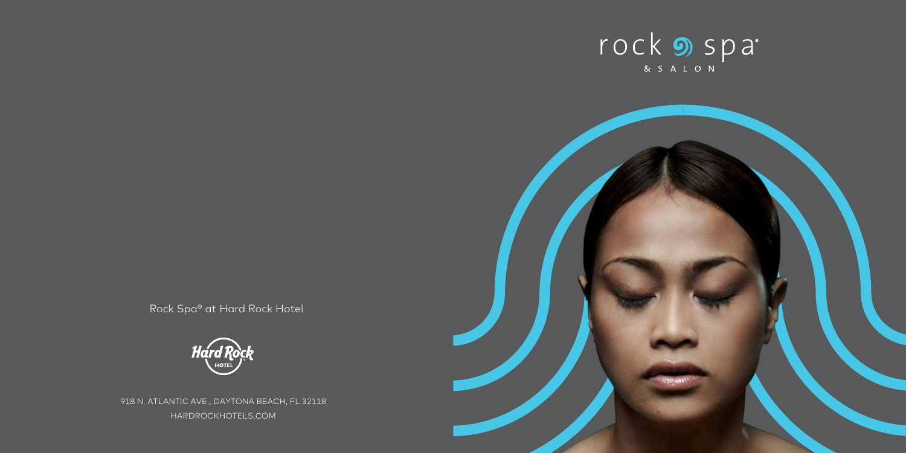# rock spa®

& SALON

Rock Spa® at Hard Rock Hotel

Hard Rock HOTEL

918 N. ATLANTIC AVE., DAYTONA BEACH, FL 32118

HARDROCKHOTELS.COM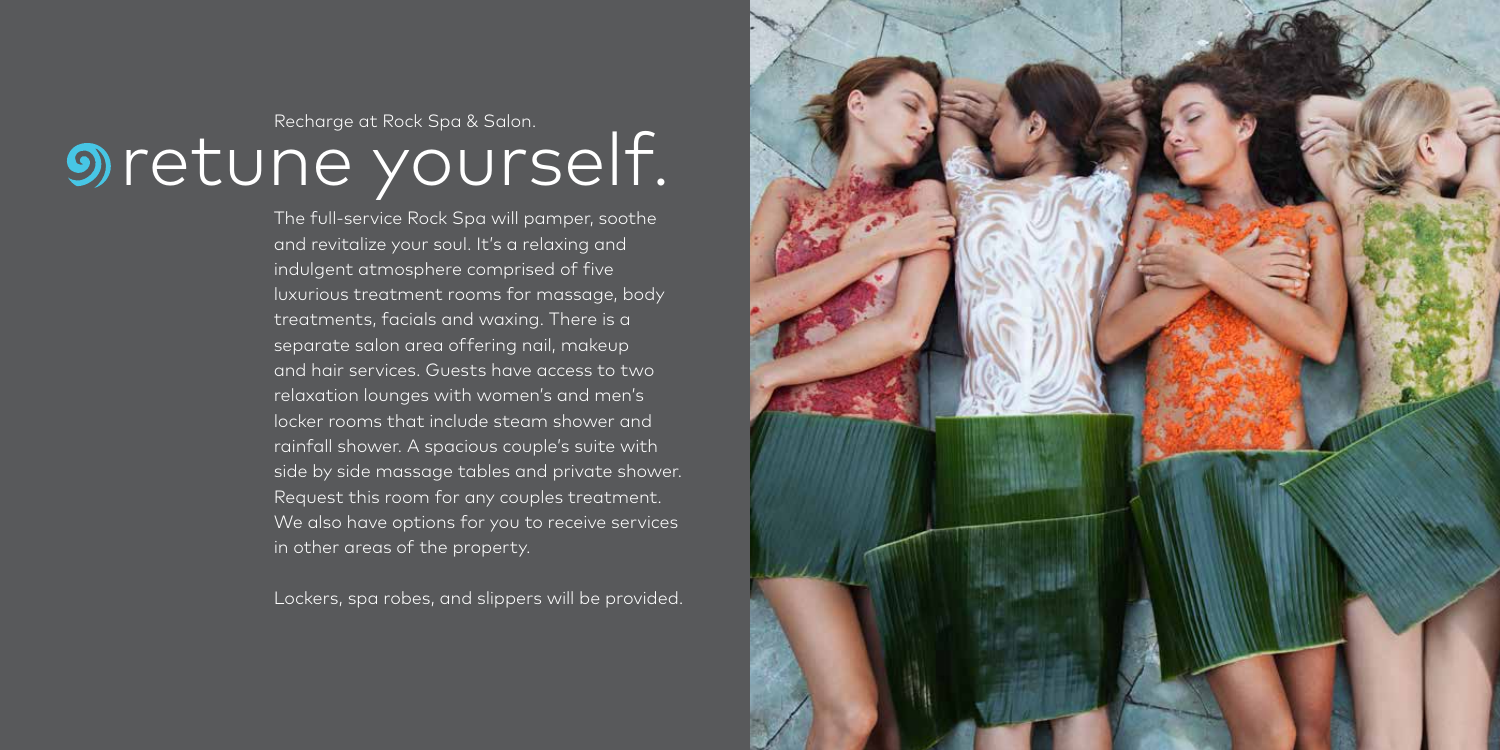Recharge at Rock Spa & Salon.

# retune yourself.

The full-service Rock Spa will pamper, soothe and revitalize your soul. It's a relaxing and indulgent atmosphere comprised of five luxurious treatment rooms for massage, body treatments, facials and waxing. There is a separate salon area offering nail, makeup and hair services. Guests have access to two relaxation lounges with women's and men's locker rooms that include steam shower and rainfall shower. A spacious couple's suite with side by side massage tables and private shower. Request this room for any couples treatment. We also have options for you to receive services in other areas of the property.

Lockers, spa robes, and slippers will be provided.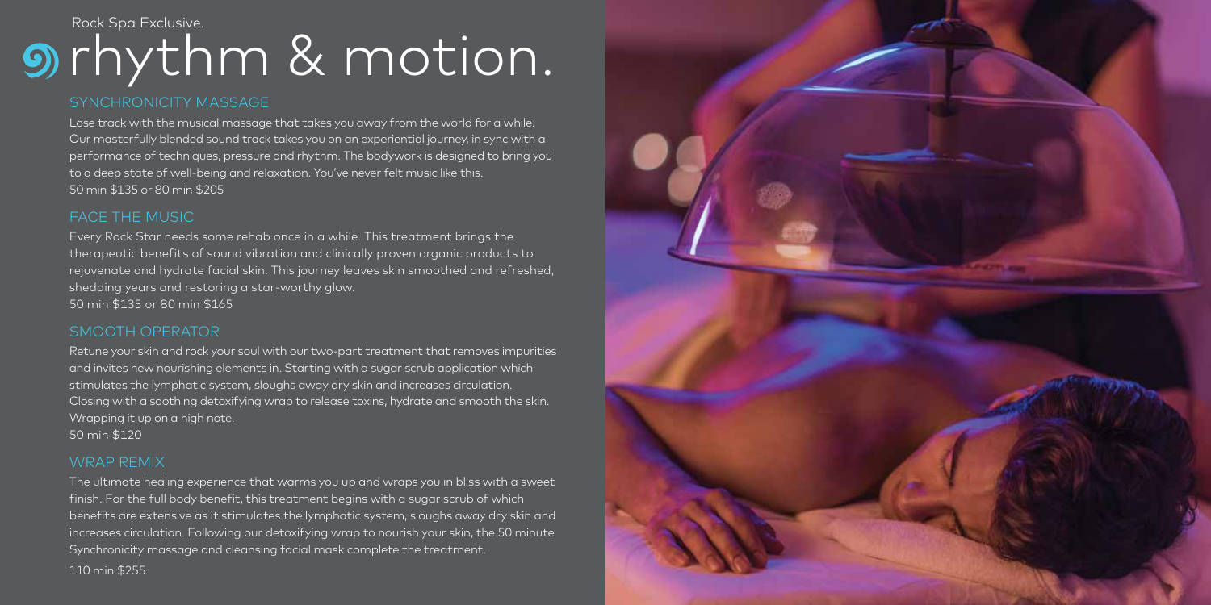Rock Spa Exclusive.

# rhythm & motion.

## SYNCHRONICITY MASSAGE

Lose track with the musical massage that takes you away from the world for a while. Our masterfully blended sound track takes you on an experiential journey, in sync with a performance of techniques, pressure and rhythm. The bodywork is designed to bring you to a deep state of well-being and relaxation. You've never felt music like this.
50 min $135 or 80 min $205

## FACE THE MUSIC

Every Rock Star needs some rehab once in a while. This treatment brings the therapeutic benefits of sound vibration and clinically proven organic products to rejuvenate and hydrate facial skin. This journey leaves skin smoothed and refreshed, shedding years and restoring a star-worthy glow.
50 min $135 or 80 min $165

## SMOOTH OPERATOR

Retune your skin and rock your soul with our two-part treatment that removes impurities and invites new nourishing elements in. Starting with a sugar scrub application which stimulates the lymphatic system, sloughs away dry skin and increases circulation. Closing with a soothing detoxifying wrap to release toxins, hydrate and smooth the skin. Wrapping it up on a high note.
50 min $120

## WRAP REMIX

The ultimate healing experience that warms you up and wraps you in bliss with a sweet finish. For the full body benefit, this treatment begins with a sugar scrub of which benefits are extensive as it stimulates the lymphatic system, sloughs away dry skin and increases circulation. Following our detoxifying wrap to nourish your skin, the 50 minute Synchronicity massage and cleansing facial mask complete the treatment.
110 min $255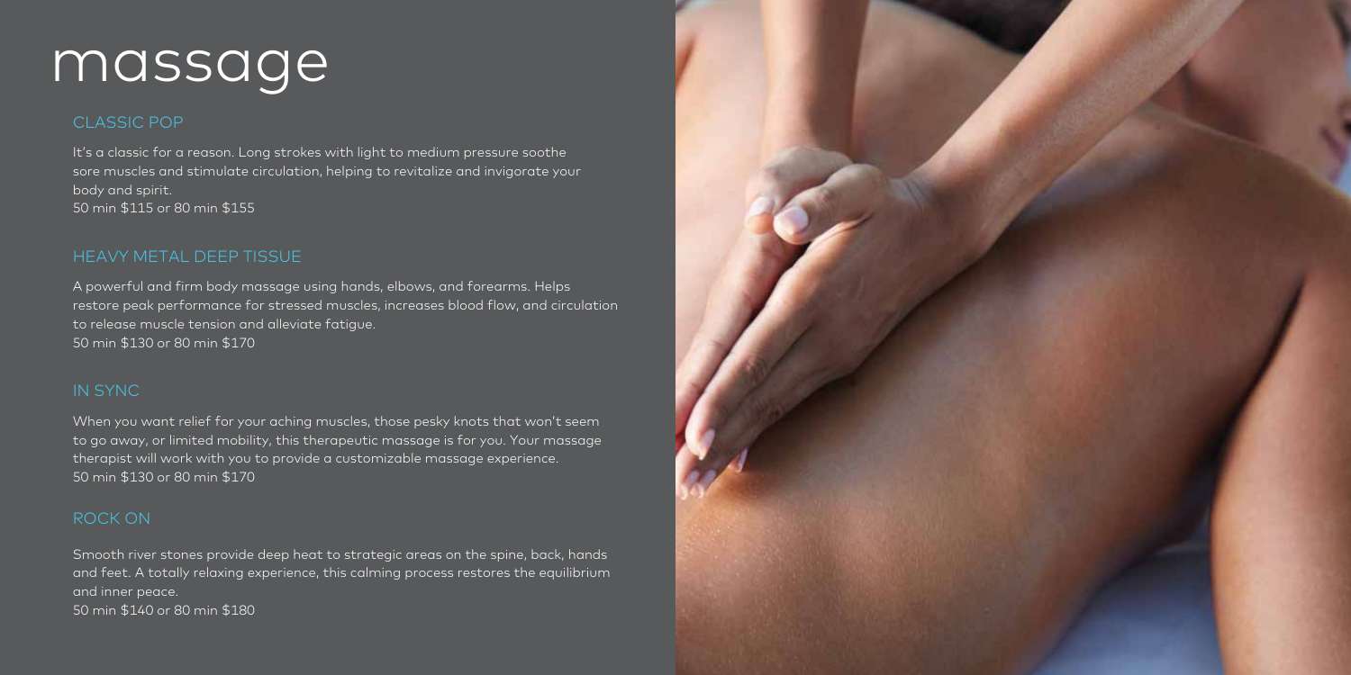# massage

## CLASSIC POP

It's a classic for a reason. Long strokes with light to medium pressure soothe sore muscles and stimulate circulation, helping to revitalize and invigorate your body and spirit.
50 min $115 or 80 min $155

## HEAVY METAL DEEP TISSUE

A powerful and firm body massage using hands, elbows, and forearms. Helps restore peak performance for stressed muscles, increases blood flow, and circulation to release muscle tension and alleviate fatigue.
50 min $130 or 80 min $170

## IN SYNC

When you want relief for your aching muscles, those pesky knots that won't seem to go away, or limited mobility, this therapeutic massage is for you. Your massage therapist will work with you to provide a customizable massage experience.
50 min $130 or 80 min $170

## ROCK ON

Smooth river stones provide deep heat to strategic areas on the spine, back, hands and feet. A totally relaxing experience, this calming process restores the equilibrium and inner peace.
50 min $140 or 80 min $180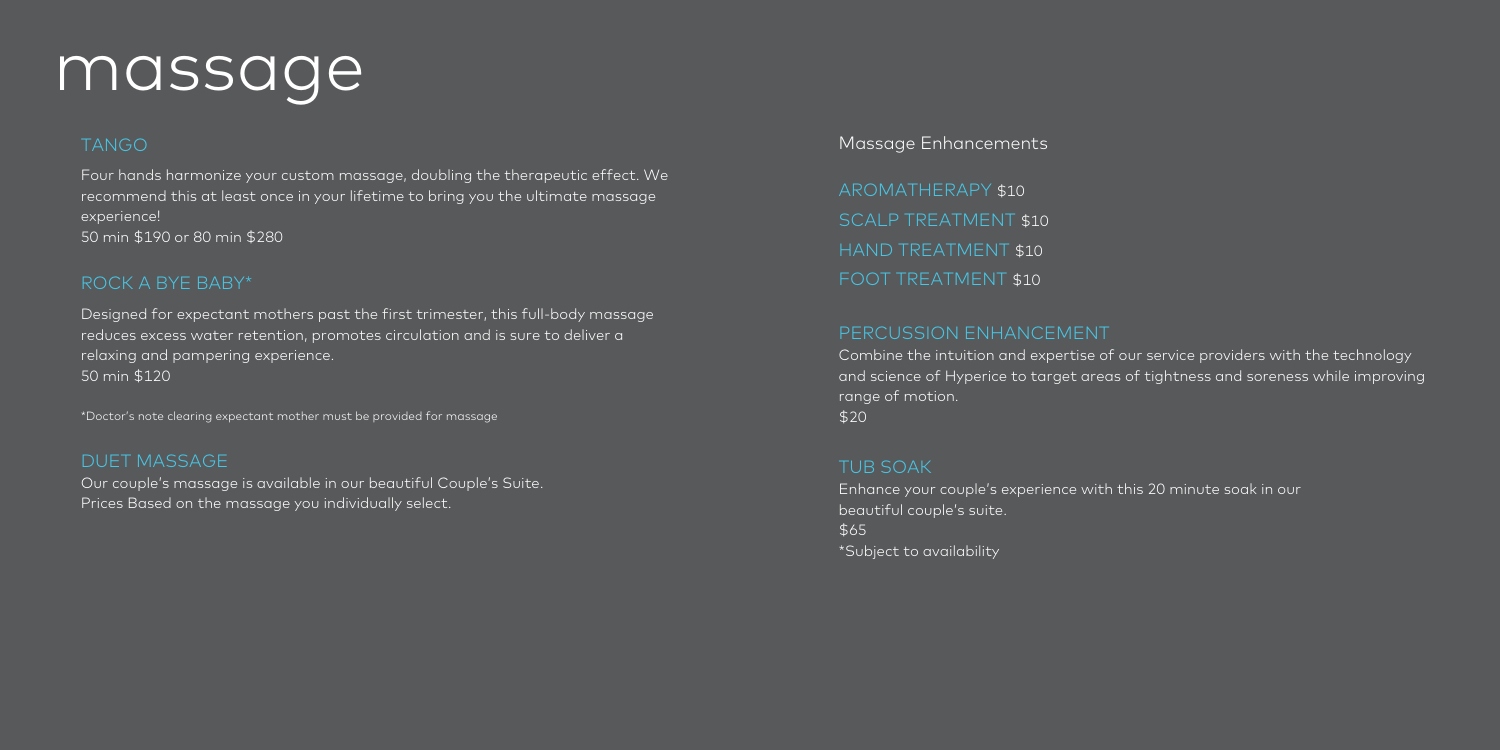# massage

## TANGO

Four hands harmonize your custom massage, doubling the therapeutic effect. We recommend this at least once in your lifetime to bring you the ultimate massage experience!
50 min $190 or 80 min $280

## ROCK A BYE BABY*

Designed for expectant mothers past the first trimester, this full-body massage reduces excess water retention, promotes circulation and is sure to deliver a relaxing and pampering experience.
50 min $120

*Doctor's note clearing expectant mother must be provided for massage

## DUET MASSAGE

Our couple's massage is available in our beautiful Couple's Suite.
Prices Based on the massage you individually select.

## Massage Enhancements

AROMATHERAPY $10
SCALP TREATMENT $10
HAND TREATMENT $10
FOOT TREATMENT $10

## PERCUSSION ENHANCEMENT

Combine the intuition and expertise of our service providers with the technology and science of Hyperice to target areas of tightness and soreness while improving range of motion.
$20

## TUB SOAK

Enhance your couple's experience with this 20 minute soak in our beautiful couple's suite.
$65
*Subject to availability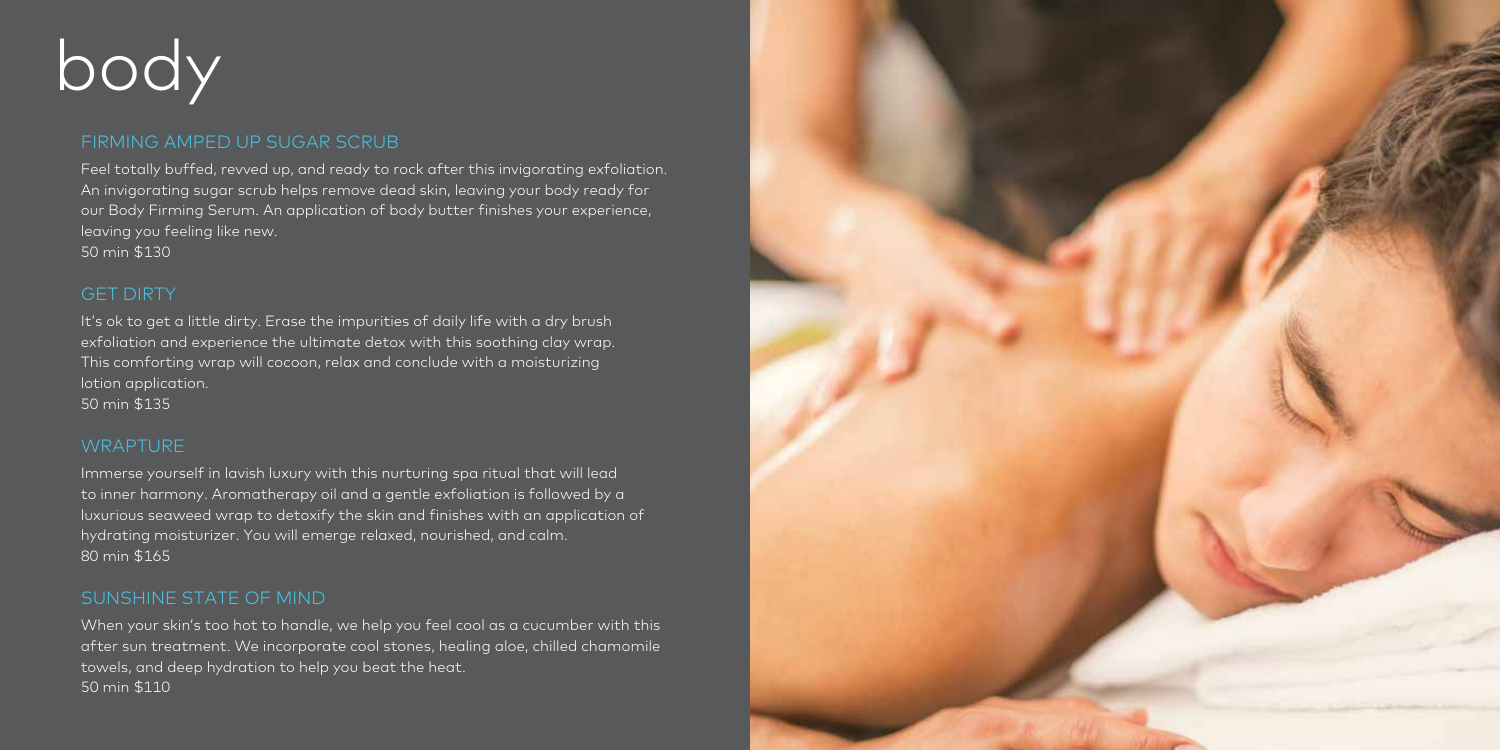# body

## FIRMING AMPED UP SUGAR SCRUB

Feel totally buffed, revved up, and ready to rock after this invigorating exfoliation. An invigorating sugar scrub helps remove dead skin, leaving your body ready for our Body Firming Serum. An application of body butter finishes your experience, leaving you feeling like new.
50 min $130

## GET DIRTY

It's ok to get a little dirty. Erase the impurities of daily life with a dry brush exfoliation and experience the ultimate detox with this soothing clay wrap. This comforting wrap will cocoon, relax and conclude with a moisturizing lotion application.
50 min $135

## WRAPTURE

Immerse yourself in lavish luxury with this nurturing spa ritual that will lead to inner harmony. Aromatherapy oil and a gentle exfoliation is followed by a luxurious seaweed wrap to detoxify the skin and finishes with an application of hydrating moisturizer. You will emerge relaxed, nourished, and calm.
80 min $165

## SUNSHINE STATE OF MIND

When your skin's too hot to handle, we help you feel cool as a cucumber with this after sun treatment. We incorporate cool stones, healing aloe, chilled chamomile towels, and deep hydration to help you beat the heat.
50 min $110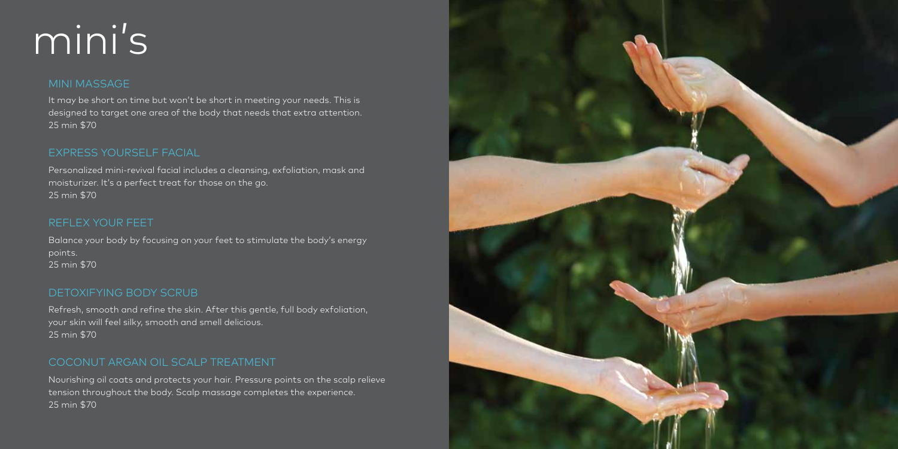# mini's

## MINI MASSAGE

It may be short on time but won't be short in meeting your needs. This is designed to target one area of the body that needs that extra attention.
25 min $70

## EXPRESS YOURSELF FACIAL

Personalized mini-revival facial includes a cleansing, exfoliation, mask and moisturizer. It's a perfect treat for those on the go.
25 min $70

## REFLEX YOUR FEET

Balance your body by focusing on your feet to stimulate the body's energy points.
25 min $70

## DETOXIFYING BODY SCRUB

Refresh, smooth and refine the skin. After this gentle, full body exfoliation, your skin will feel silky, smooth and smell delicious.
25 min $70

## COCONUT ARGAN OIL SCALP TREATMENT

Nourishing oil coats and protects your hair. Pressure points on the scalp relieve tension throughout the body. Scalp massage completes the experience.
25 min $70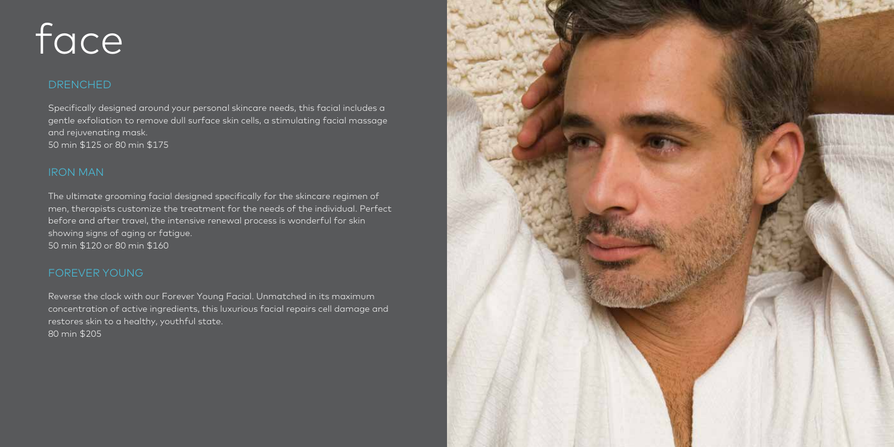# face

## DRENCHED

Specifically designed around your personal skincare needs, this facial includes a gentle exfoliation to remove dull surface skin cells, a stimulating facial massage and rejuvenating mask.
50 min $125 or 80 min $175

## IRON MAN

The ultimate grooming facial designed specifically for the skincare regimen of men, therapists customize the treatment for the needs of the individual. Perfect before and after travel, the intensive renewal process is wonderful for skin showing signs of aging or fatigue.
50 min $120 or 80 min $160

## FOREVER YOUNG

Reverse the clock with our Forever Young Facial. Unmatched in its maximum concentration of active ingredients, this luxurious facial repairs cell damage and restores skin to a healthy, youthful state.
80 min $205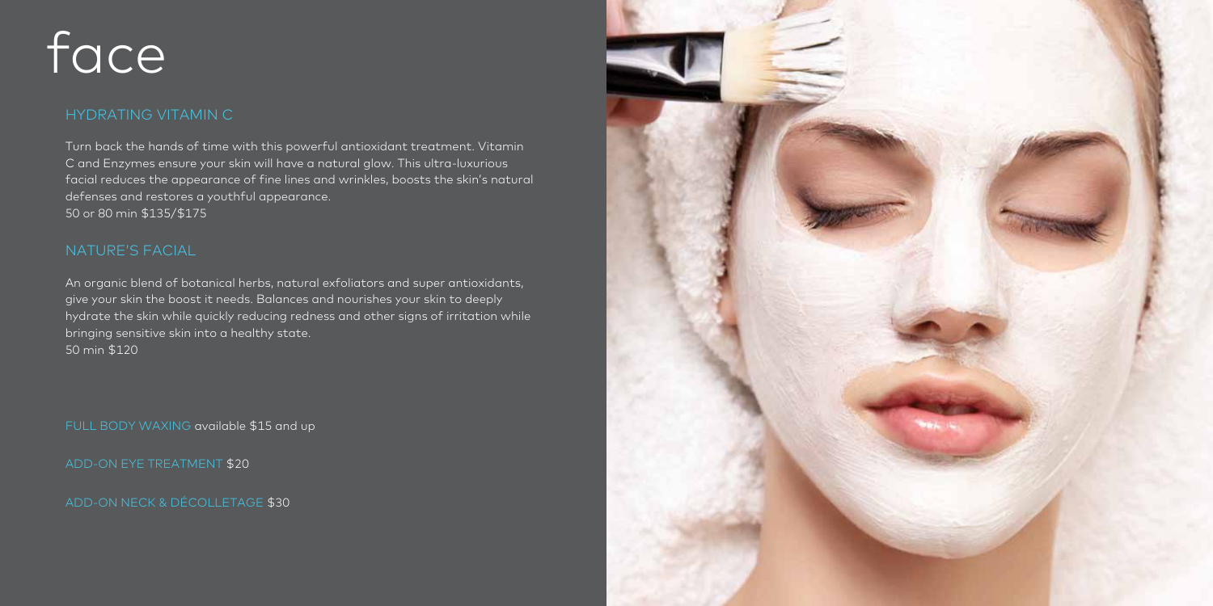# face

## HYDRATING VITAMIN C

Turn back the hands of time with this powerful antioxidant treatment. Vitamin C and Enzymes ensure your skin will have a natural glow. This ultra-luxurious facial reduces the appearance of fine lines and wrinkles, boosts the skin's natural defenses and restores a youthful appearance.
50 or 80 min $135/$175

## NATURE'S FACIAL

An organic blend of botanical herbs, natural exfoliators and super antioxidants, give your skin the boost it needs. Balances and nourishes your skin to deeply hydrate the skin while quickly reducing redness and other signs of irritation while bringing sensitive skin into a healthy state.
50 min $120

FULL BODY WAXING available $15 and up

ADD-ON EYE TREATMENT $20

ADD-ON NECK & DÉCOLLETAGE $30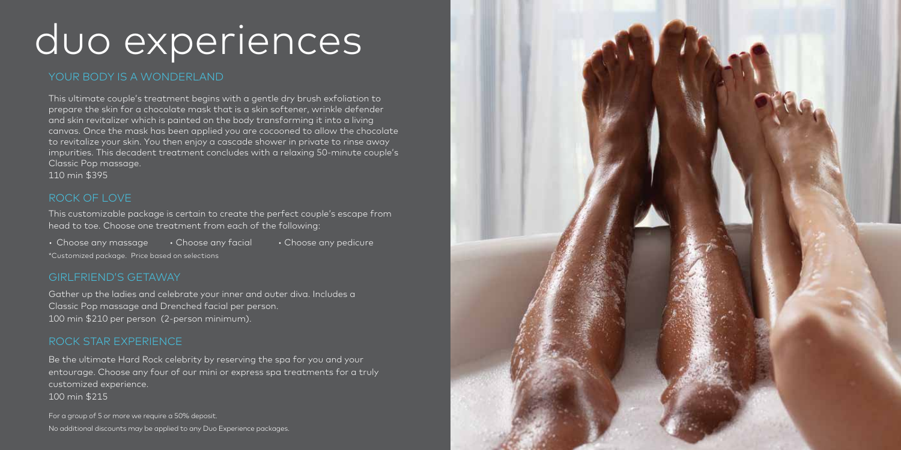# duo experiences

## YOUR BODY IS A WONDERLAND

This ultimate couple's treatment begins with a gentle dry brush exfoliation to prepare the skin for a chocolate mask that is a skin softener, wrinkle defender and skin revitalizer which is painted on the body transforming it into a living canvas. Once the mask has been applied you are cocooned to allow the chocolate to revitalize your skin. You then enjoy a cascade shower in private to rinse away impurities. This decadent treatment concludes with a relaxing 50-minute couple's Classic Pop massage.
110 min $395

## ROCK OF LOVE

This customizable package is certain to create the perfect couple's escape from head to toe. Choose one treatment from each of the following:

- Choose any massage
- Choose any facial
- Choose any pedicure

*Customized package. Price based on selections

## GIRLFRIEND'S GETAWAY

Gather up the ladies and celebrate your inner and outer diva. Includes a Classic Pop massage and Drenched facial per person.
100 min $210 per person (2-person minimum).

## ROCK STAR EXPERIENCE

Be the ultimate Hard Rock celebrity by reserving the spa for you and your entourage. Choose any four of our mini or express spa treatments for a truly customized experience.
100 min $215

For a group of 5 or more we require a 50% deposit.

No additional discounts may be applied to any Duo Experience packages.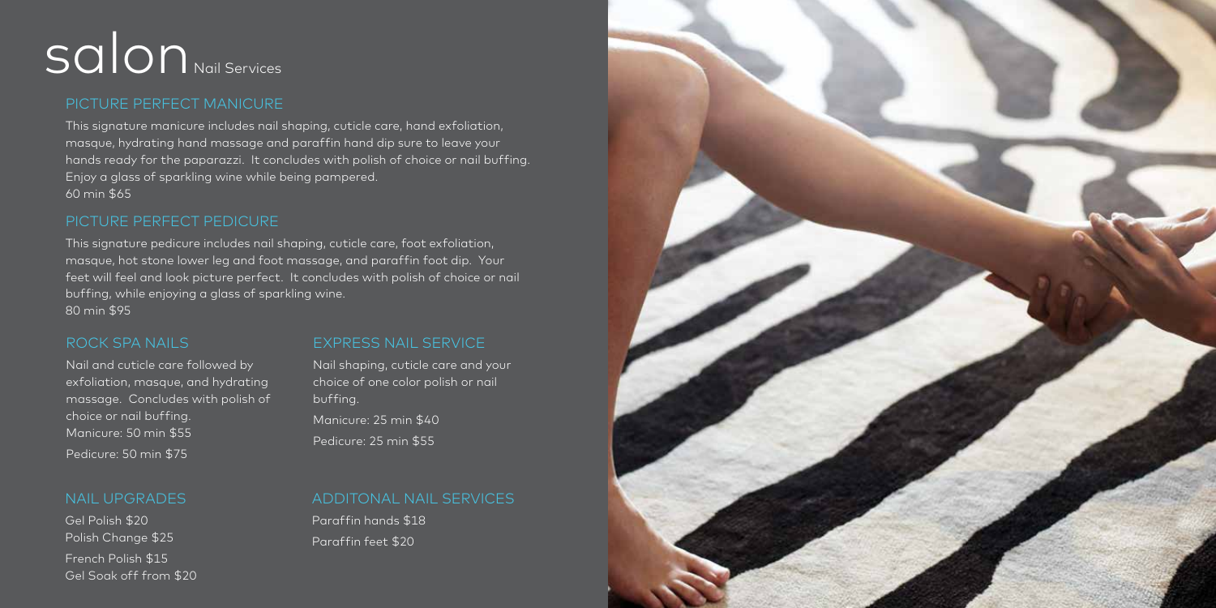# salon Nail Services

## PICTURE PERFECT MANICURE

This signature manicure includes nail shaping, cuticle care, hand exfoliation, masque, hydrating hand massage and paraffin hand dip sure to leave your hands ready for the paparazzi. It concludes with polish of choice or nail buffing. Enjoy a glass of sparkling wine while being pampered.
60 min $65

## PICTURE PERFECT PEDICURE

This signature pedicure includes nail shaping, cuticle care, foot exfoliation, masque, hot stone lower leg and foot massage, and paraffin foot dip. Your feet will feel and look picture perfect. It concludes with polish of choice or nail buffing, while enjoying a glass of sparkling wine.
80 min $95

## ROCK SPA NAILS

Nail and cuticle care followed by exfoliation, masque, and hydrating massage. Concludes with polish of choice or nail buffing.
Manicure: 50 min $55
Pedicure: 50 min $75

## EXPRESS NAIL SERVICE

Nail shaping, cuticle care and your choice of one color polish or nail buffing.
Manicure: 25 min $40
Pedicure: 25 min $55

## NAIL UPGRADES

Gel Polish $20
Polish Change $25
French Polish $15
Gel Soak off from $20

## ADDITONAL NAIL SERVICES

Paraffin hands $18
Paraffin feet $20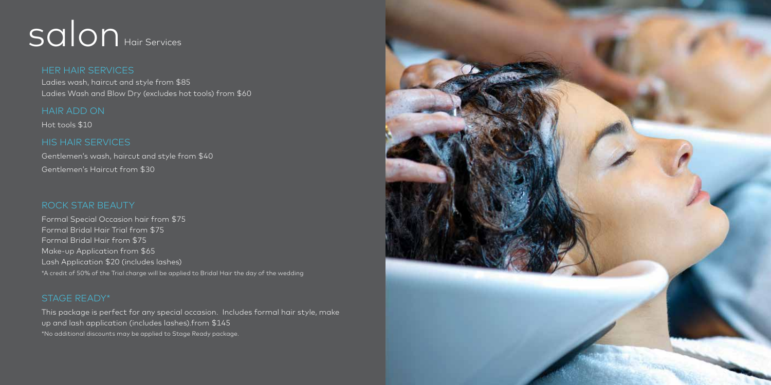# salon Hair Services

## HER HAIR SERVICES

Ladies wash, haircut and style from $85
Ladies Wash and Blow Dry (excludes hot tools) from $60

## HAIR ADD ON

Hot tools $10

## HIS HAIR SERVICES

Gentlemen's wash, haircut and style from $40
Gentlemen's Haircut from $30

## ROCK STAR BEAUTY

Formal Special Occasion hair from $75
Formal Bridal Hair Trial from $75
Formal Bridal Hair from $75
Make-up Application from $65
Lash Application $20 (includes lashes)
*A credit of 50% of the Trial charge will be applied to Bridal Hair the day of the wedding

## STAGE READY*

This package is perfect for any special occasion. Includes formal hair style, make up and lash application (includes lashes).from $145
*No additional discounts may be applied to Stage Ready package.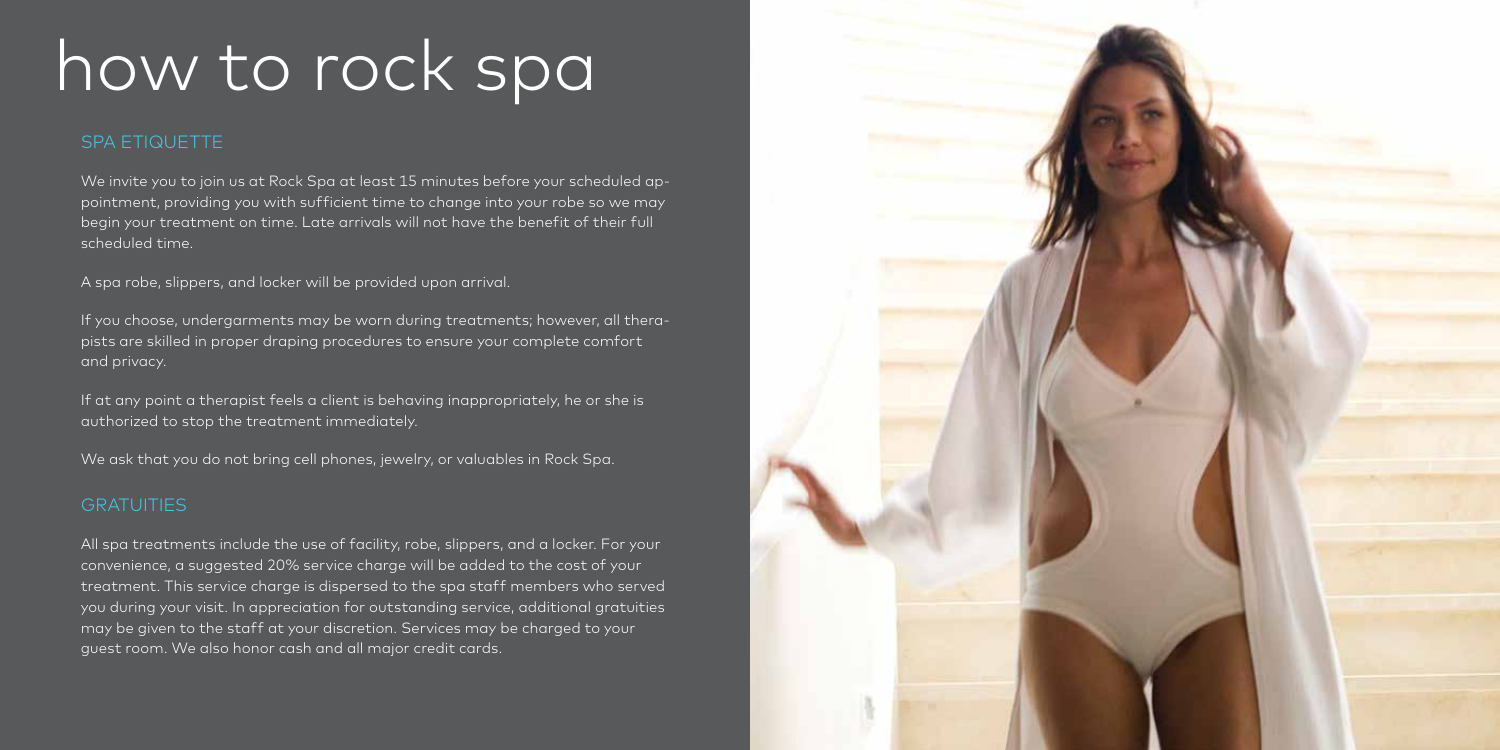# how to rock spa

## SPA ETIQUETTE

We invite you to join us at Rock Spa at least 15 minutes before your scheduled appointment, providing you with sufficient time to change into your robe so we may begin your treatment on time. Late arrivals will not have the benefit of their full scheduled time.

A spa robe, slippers, and locker will be provided upon arrival.

If you choose, undergarments may be worn during treatments; however, all therapists are skilled in proper draping procedures to ensure your complete comfort and privacy.

If at any point a therapist feels a client is behaving inappropriately, he or she is authorized to stop the treatment immediately.

We ask that you do not bring cell phones, jewelry, or valuables in Rock Spa.

## GRATUITIES

All spa treatments include the use of facility, robe, slippers, and a locker. For your convenience, a suggested 20% service charge will be added to the cost of your treatment. This service charge is dispersed to the spa staff members who served you during your visit. In appreciation for outstanding service, additional gratuities may be given to the staff at your discretion. Services may be charged to your guest room. We also honor cash and all major credit cards.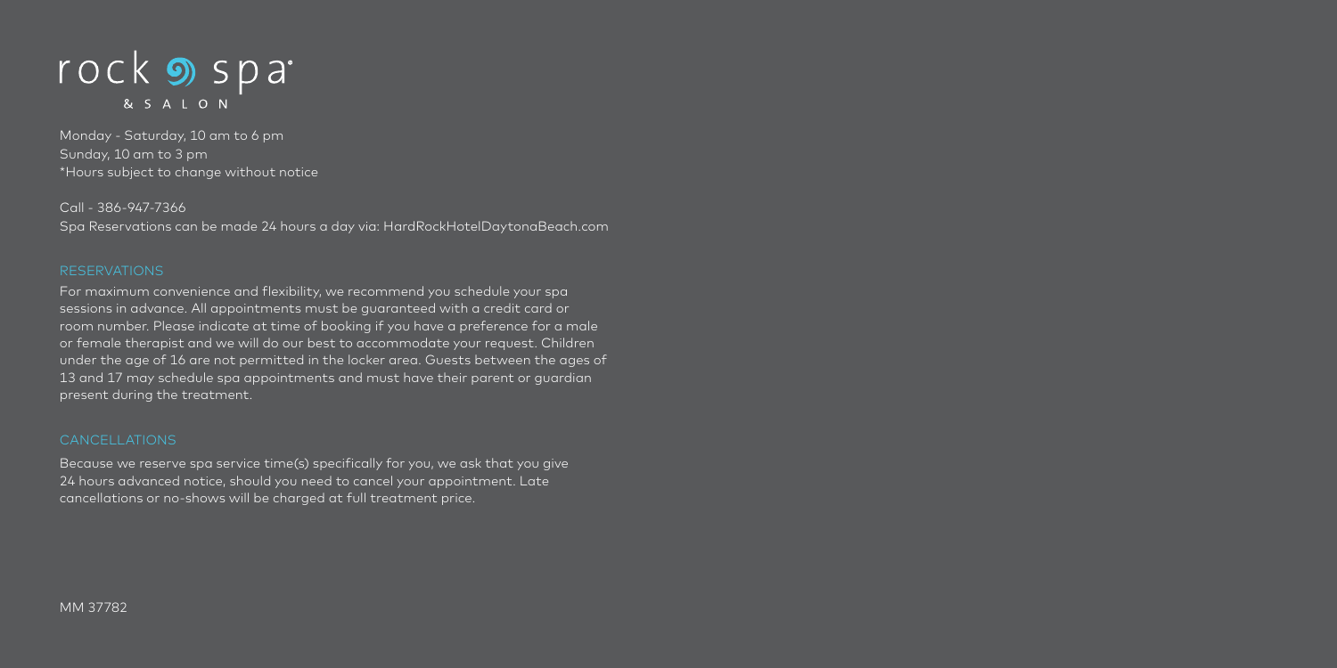# rock spa® & SALON

Monday - Saturday, 10 am to 6 pm
Sunday, 10 am to 3 pm
*Hours subject to change without notice

Call - 386-947-7366
Spa Reservations can be made 24 hours a day via: HardRockHotelDaytonaBeach.com

## RESERVATIONS

For maximum convenience and flexibility, we recommend you schedule your spa sessions in advance. All appointments must be guaranteed with a credit card or room number. Please indicate at time of booking if you have a preference for a male or female therapist and we will do our best to accommodate your request. Children under the age of 16 are not permitted in the locker area. Guests between the ages of 13 and 17 may schedule spa appointments and must have their parent or guardian present during the treatment.

## CANCELLATIONS

Because we reserve spa service time(s) specifically for you, we ask that you give 24 hours advanced notice, should you need to cancel your appointment. Late cancellations or no-shows will be charged at full treatment price.

MM 37782